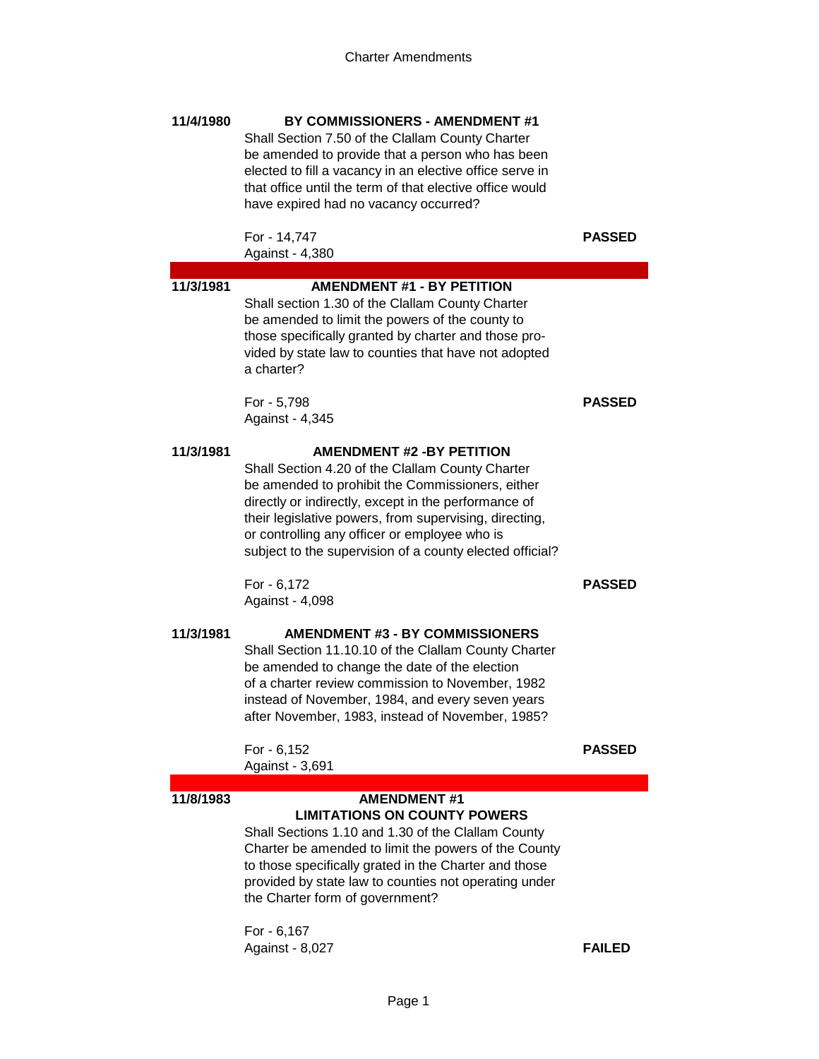# Charter Amendments

**11/4/1980** — **BY COMMISSIONERS - AMENDMENT #1**

Shall Section 7.50 of the Clallam County Charter be amended to provide that a person who has been elected to fill a vacancy in an elective office serve in that office until the term of that elective office would have expired had no vacancy occurred?

For - 14,747
Against - 4,380

**PASSED**

---

**11/3/1981** — **AMENDMENT #1 - BY PETITION**

Shall section 1.30 of the Clallam County Charter be amended to limit the powers of the county to those specifically granted by charter and those provided by state law to counties that have not adopted a charter?

For - 5,798
Against - 4,345

**PASSED**

**11/3/1981** — **AMENDMENT #2 -BY PETITION**

Shall Section 4.20 of the Clallam County Charter be amended to prohibit the Commissioners, either directly or indirectly, except in the performance of their legislative powers, from supervising, directing, or controlling any officer or employee who is subject to the supervision of a county elected official?

For - 6,172
Against - 4,098

**PASSED**

**11/3/1981** — **AMENDMENT #3 - BY COMMISSIONERS**

Shall Section 11.10.10 of the Clallam County Charter be amended to change the date of the election of a charter review commission to November, 1982 instead of November, 1984, and every seven years after November, 1983, instead of November, 1985?

For - 6,152
Against - 3,691

**PASSED**

---

**11/8/1983** — **AMENDMENT #1**
**LIMITATIONS ON COUNTY POWERS**

Shall Sections 1.10 and 1.30 of the Clallam County Charter be amended to limit the powers of the County to those specifically grated in the Charter and those provided by state law to counties not operating under the Charter form of government?

For - 6,167
Against - 8,027

**FAILED**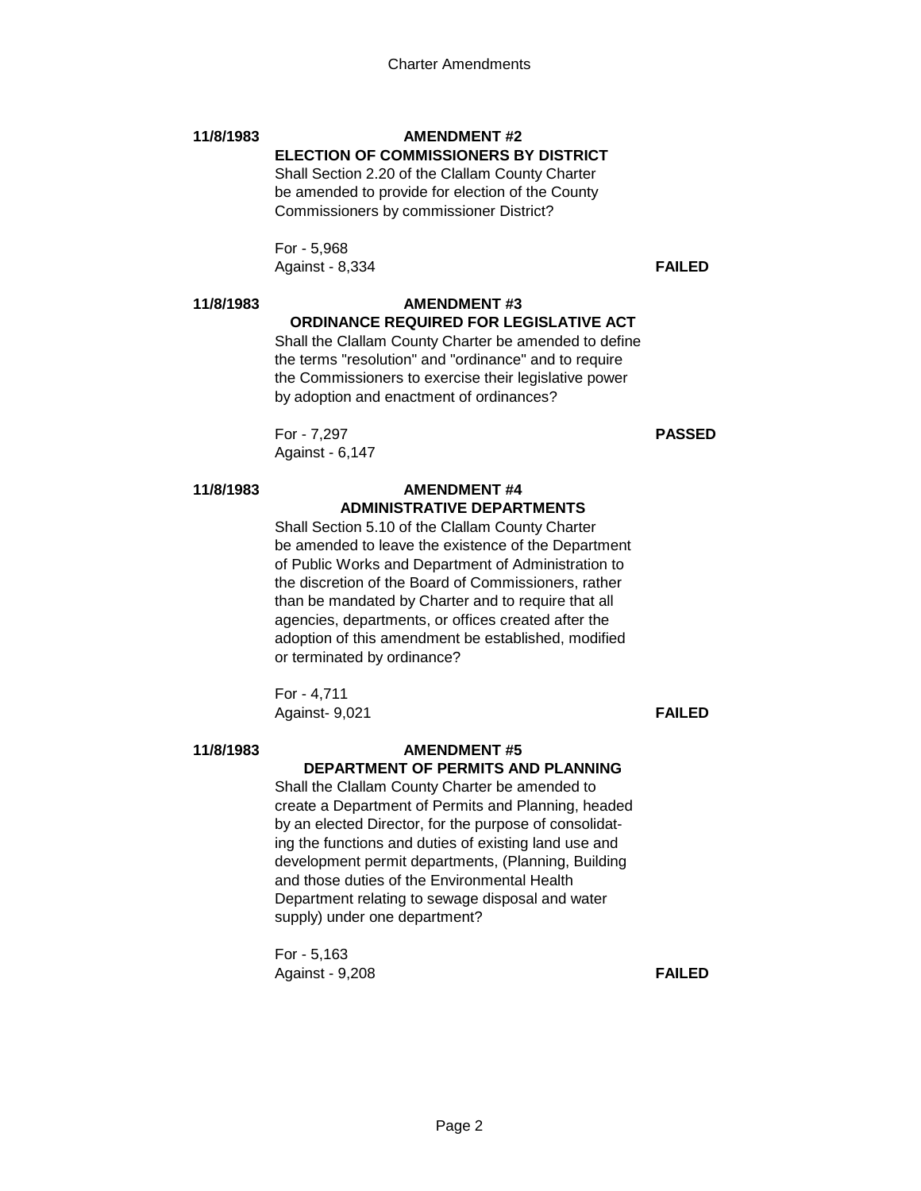**11/8/1983**

**AMENDMENT #2**

**ELECTION OF COMMISSIONERS BY DISTRICT**

Shall Section 2.20 of the Clallam County Charter be amended to provide for election of the County Commissioners by commissioner District?

For - 5,968
Against - 8,334

**FAILED**

**11/8/1983**

**AMENDMENT #3**

**ORDINANCE REQUIRED FOR LEGISLATIVE ACT**

Shall the Clallam County Charter be amended to define the terms "resolution" and "ordinance" and to require the Commissioners to exercise their legislative power by adoption and enactment of ordinances?

For - 7,297
Against - 6,147

**PASSED**

**11/8/1983**

**AMENDMENT #4**

**ADMINISTRATIVE DEPARTMENTS**

Shall Section 5.10 of the Clallam County Charter be amended to leave the existence of the Department of Public Works and Department of Administration to the discretion of the Board of Commissioners, rather than be mandated by Charter and to require that all agencies, departments, or offices created after the adoption of this amendment be established, modified or terminated by ordinance?

For - 4,711
Against- 9,021

**FAILED**

**11/8/1983**

**AMENDMENT #5**

**DEPARTMENT OF PERMITS AND PLANNING**

Shall the Clallam County Charter be amended to create a Department of Permits and Planning, headed by an elected Director, for the purpose of consolidating the functions and duties of existing land use and development permit departments, (Planning, Building and those duties of the Environmental Health Department relating to sewage disposal and water supply) under one department?

For - 5,163
Against - 9,208

**FAILED**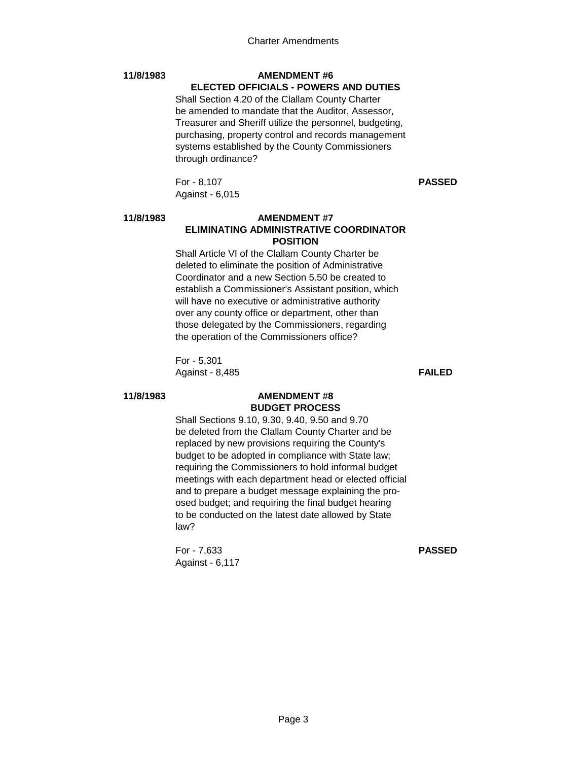**11/8/1983**

**AMENDMENT #6**
**ELECTED OFFICIALS - POWERS AND DUTIES**

Shall Section 4.20 of the Clallam County Charter be amended to mandate that the Auditor, Assessor, Treasurer and Sheriff utilize the personnel, budgeting, purchasing, property control and records management systems established by the County Commissioners through ordinance?

For - 8,107
Against - 6,015

**PASSED**

**11/8/1983**

**AMENDMENT #7**
**ELIMINATING ADMINISTRATIVE COORDINATOR POSITION**

Shall Article VI of the Clallam County Charter be deleted to eliminate the position of Administrative Coordinator and a new Section 5.50 be created to establish a Commissioner's Assistant position, which will have no executive or administrative authority over any county office or department, other than those delegated by the Commissioners, regarding the operation of the Commissioners office?

For - 5,301
Against - 8,485

**FAILED**

**11/8/1983**

**AMENDMENT #8**
**BUDGET PROCESS**

Shall Sections 9.10, 9.30, 9.40, 9.50 and 9.70 be deleted from the Clallam County Charter and be replaced by new provisions requiring the County's budget to be adopted in compliance with State law; requiring the Commissioners to hold informal budget meetings with each department head or elected official and to prepare a budget message explaining the pro-osed budget; and requiring the final budget hearing to be conducted on the latest date allowed by State law?

For - 7,633
Against - 6,117

**PASSED**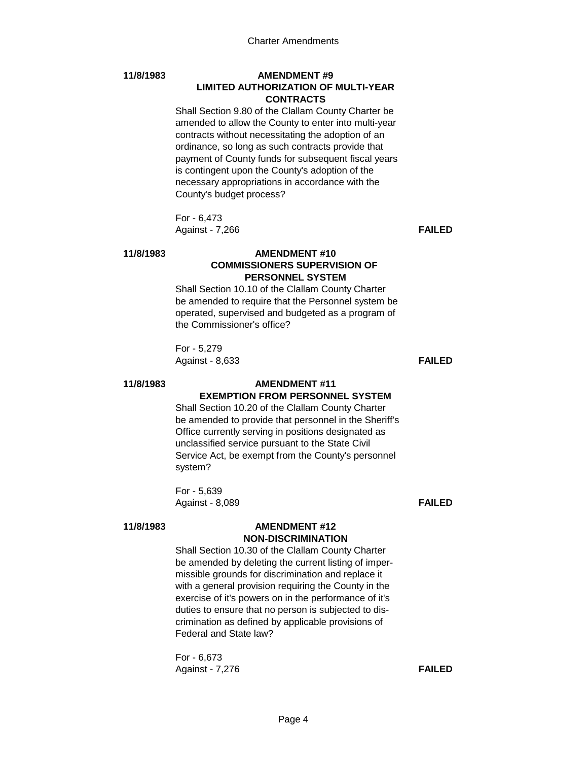**11/8/1983**

**AMENDMENT #9**
**LIMITED AUTHORIZATION OF MULTI-YEAR CONTRACTS**

Shall Section 9.80 of the Clallam County Charter be amended to allow the County to enter into multi-year contracts without necessitating the adoption of an ordinance, so long as such contracts provide that payment of County funds for subsequent fiscal years is contingent upon the County's adoption of the necessary appropriations in accordance with the County's budget process?

For - 6,473
Against - 7,266 **FAILED**

**11/8/1983**

**AMENDMENT #10**
**COMMISSIONERS SUPERVISION OF PERSONNEL SYSTEM**

Shall Section 10.10 of the Clallam County Charter be amended to require that the Personnel system be operated, supervised and budgeted as a program of the Commissioner's office?

For - 5,279
Against - 8,633 **FAILED**

**11/8/1983**

**AMENDMENT #11**
**EXEMPTION FROM PERSONNEL SYSTEM**

Shall Section 10.20 of the Clallam County Charter be amended to provide that personnel in the Sheriff's Office currently serving in positions designated as unclassified service pursuant to the State Civil Service Act, be exempt from the County's personnel system?

For - 5,639
Against - 8,089 **FAILED**

**11/8/1983**

**AMENDMENT #12**
**NON-DISCRIMINATION**

Shall Section 10.30 of the Clallam County Charter be amended by deleting the current listing of impermissible grounds for discrimination and replace it with a general provision requiring the County in the exercise of it's powers on in the performance of it's duties to ensure that no person is subjected to discrimination as defined by applicable provisions of Federal and State law?

For - 6,673
Against - 7,276 **FAILED**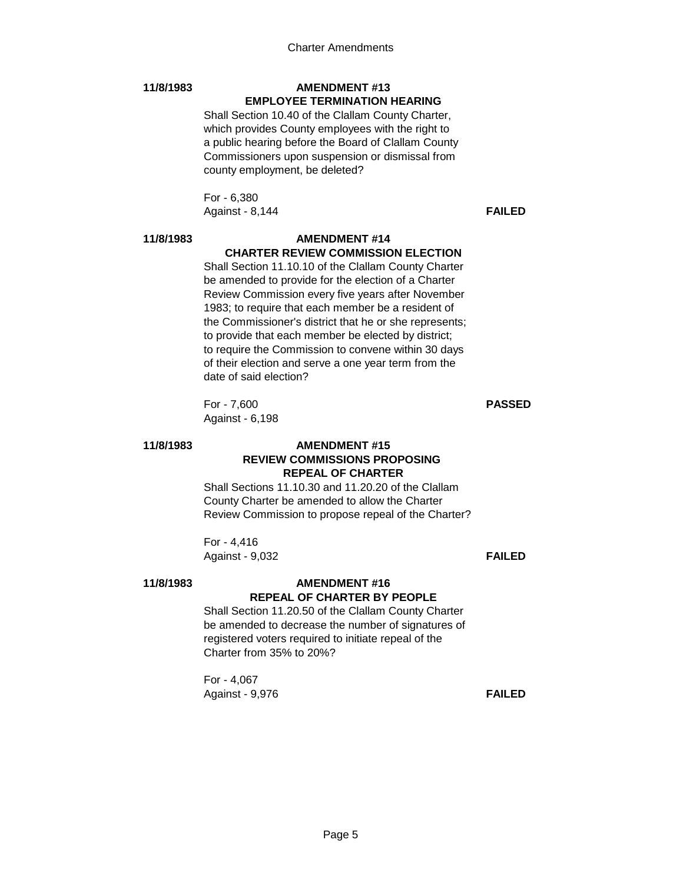## 11/8/1983 — AMENDMENT #13

### EMPLOYEE TERMINATION HEARING

Shall Section 10.40 of the Clallam County Charter, which provides County employees with the right to a public hearing before the Board of Clallam County Commissioners upon suspension or dismissal from county employment, be deleted?

For - 6,380
Against - 8,144

**FAILED**

## 11/8/1983 — AMENDMENT #14

### CHARTER REVIEW COMMISSION ELECTION

Shall Section 11.10.10 of the Clallam County Charter be amended to provide for the election of a Charter Review Commission every five years after November 1983; to require that each member be a resident of the Commissioner's district that he or she represents; to provide that each member be elected by district; to require the Commission to convene within 30 days of their election and serve a one year term from the date of said election?

For - 7,600
Against - 6,198

**PASSED**

## 11/8/1983 — AMENDMENT #15

### REVIEW COMMISSIONS PROPOSING REPEAL OF CHARTER

Shall Sections 11.10.30 and 11.20.20 of the Clallam County Charter be amended to allow the Charter Review Commission to propose repeal of the Charter?

For - 4,416
Against - 9,032

**FAILED**

## 11/8/1983 — AMENDMENT #16

### REPEAL OF CHARTER BY PEOPLE

Shall Section 11.20.50 of the Clallam County Charter be amended to decrease the number of signatures of registered voters required to initiate repeal of the Charter from 35% to 20%?

For - 4,067
Against - 9,976

**FAILED**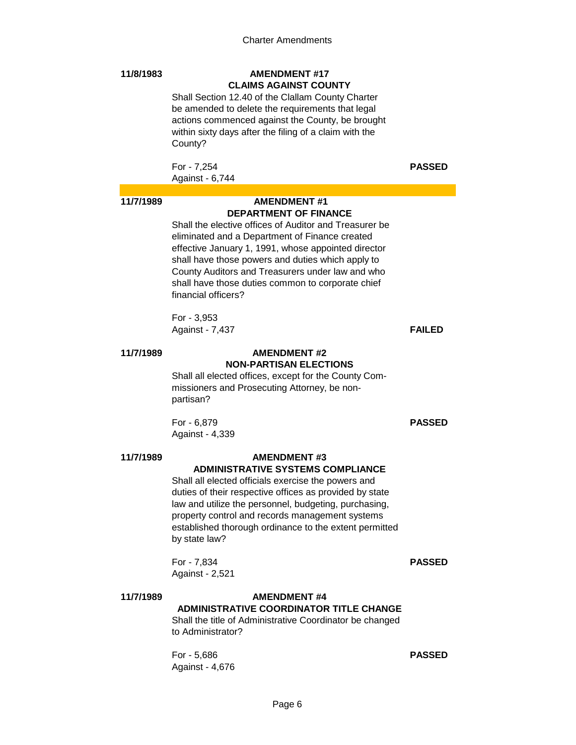**11/8/1983**

**AMENDMENT #17**
**CLAIMS AGAINST COUNTY**

Shall Section 12.40 of the Clallam County Charter be amended to delete the requirements that legal actions commenced against the County, be brought within sixty days after the filing of a claim with the County?

For - 7,254
Against - 6,744

**PASSED**

---

**11/7/1989**

**AMENDMENT #1**
**DEPARTMENT OF FINANCE**

Shall the elective offices of Auditor and Treasurer be eliminated and a Department of Finance created effective January 1, 1991, whose appointed director shall have those powers and duties which apply to County Auditors and Treasurers under law and who shall have those duties common to corporate chief financial officers?

For - 3,953
Against - 7,437

**FAILED**

**11/7/1989**

**AMENDMENT #2**
**NON-PARTISAN ELECTIONS**

Shall all elected offices, except for the County Commissioners and Prosecuting Attorney, be non-partisan?

For - 6,879
Against - 4,339

**PASSED**

**11/7/1989**

**AMENDMENT #3**
**ADMINISTRATIVE SYSTEMS COMPLIANCE**

Shall all elected officials exercise the powers and duties of their respective offices as provided by state law and utilize the personnel, budgeting, purchasing, property control and records management systems established thorough ordinance to the extent permitted by state law?

For - 7,834
Against - 2,521

**PASSED**

**11/7/1989**

**AMENDMENT #4**
**ADMINISTRATIVE COORDINATOR TITLE CHANGE**

Shall the title of Administrative Coordinator be changed to Administrator?

For - 5,686
Against - 4,676

**PASSED**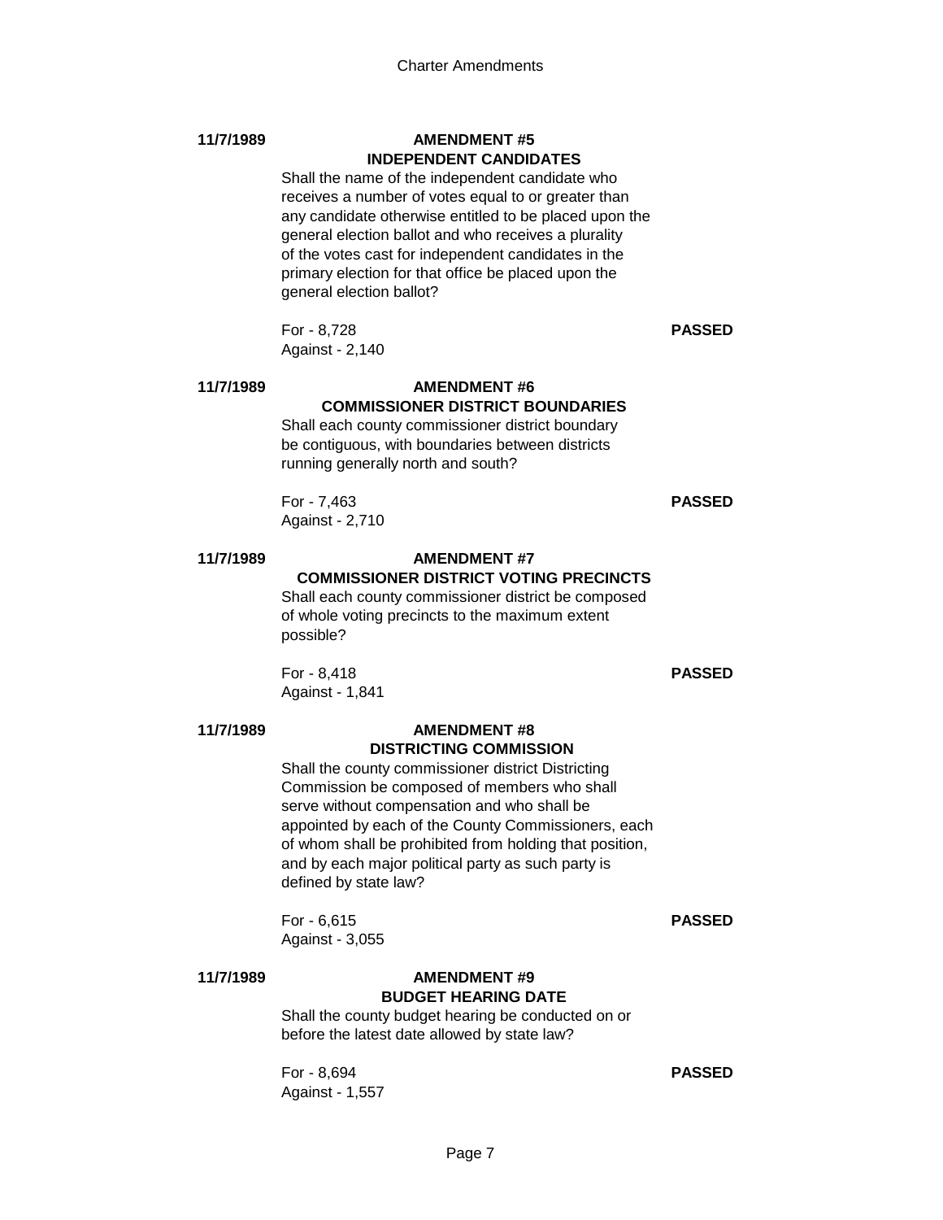**11/7/1989**

**AMENDMENT #5**
**INDEPENDENT CANDIDATES**

Shall the name of the independent candidate who receives a number of votes equal to or greater than any candidate otherwise entitled to be placed upon the general election ballot and who receives a plurality of the votes cast for independent candidates in the primary election for that office be placed upon the general election ballot?

For - 8,728
Against - 2,140

**PASSED**

**11/7/1989**

**AMENDMENT #6**
**COMMISSIONER DISTRICT BOUNDARIES**

Shall each county commissioner district boundary be contiguous, with boundaries between districts running generally north and south?

For - 7,463
Against - 2,710

**PASSED**

**11/7/1989**

**AMENDMENT #7**
**COMMISSIONER DISTRICT VOTING PRECINCTS**

Shall each county commissioner district be composed of whole voting precincts to the maximum extent possible?

For - 8,418
Against - 1,841

**PASSED**

**11/7/1989**

**AMENDMENT #8**
**DISTRICTING COMMISSION**

Shall the county commissioner district Districting Commission be composed of members who shall serve without compensation and who shall be appointed by each of the County Commissioners, each of whom shall be prohibited from holding that position, and by each major political party as such party is defined by state law?

For - 6,615
Against - 3,055

**PASSED**

**11/7/1989**

**AMENDMENT #9**
**BUDGET HEARING DATE**

Shall the county budget hearing be conducted on or before the latest date allowed by state law?

For - 8,694
Against - 1,557

**PASSED**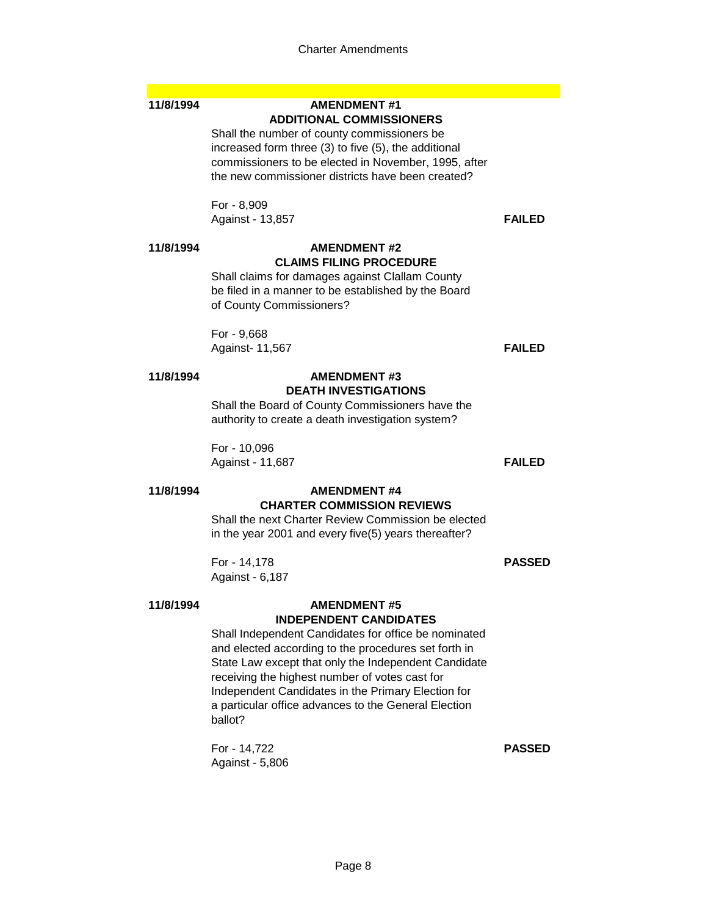**11/8/1994**

**AMENDMENT #1**
**ADDITIONAL COMMISSIONERS**

Shall the number of county commissioners be increased form three (3) to five (5), the additional commissioners to be elected in November, 1995, after the new commissioner districts have been created?

For - 8,909
Against - 13,857

**FAILED**

**11/8/1994**

**AMENDMENT #2**
**CLAIMS FILING PROCEDURE**

Shall claims for damages against Clallam County be filed in a manner to be established by the Board of County Commissioners?

For - 9,668
Against- 11,567

**FAILED**

**11/8/1994**

**AMENDMENT #3**
**DEATH INVESTIGATIONS**

Shall the Board of County Commissioners have the authority to create a death investigation system?

For - 10,096
Against - 11,687

**FAILED**

**11/8/1994**

**AMENDMENT #4**
**CHARTER COMMISSION REVIEWS**

Shall the next Charter Review Commission be elected in the year 2001 and every five(5) years thereafter?

For - 14,178
Against - 6,187

**PASSED**

**11/8/1994**

**AMENDMENT #5**
**INDEPENDENT CANDIDATES**

Shall Independent Candidates for office be nominated and elected according to the procedures set forth in State Law except that only the Independent Candidate receiving the highest number of votes cast for Independent Candidates in the Primary Election for a particular office advances to the General Election ballot?

For - 14,722
Against - 5,806

**PASSED**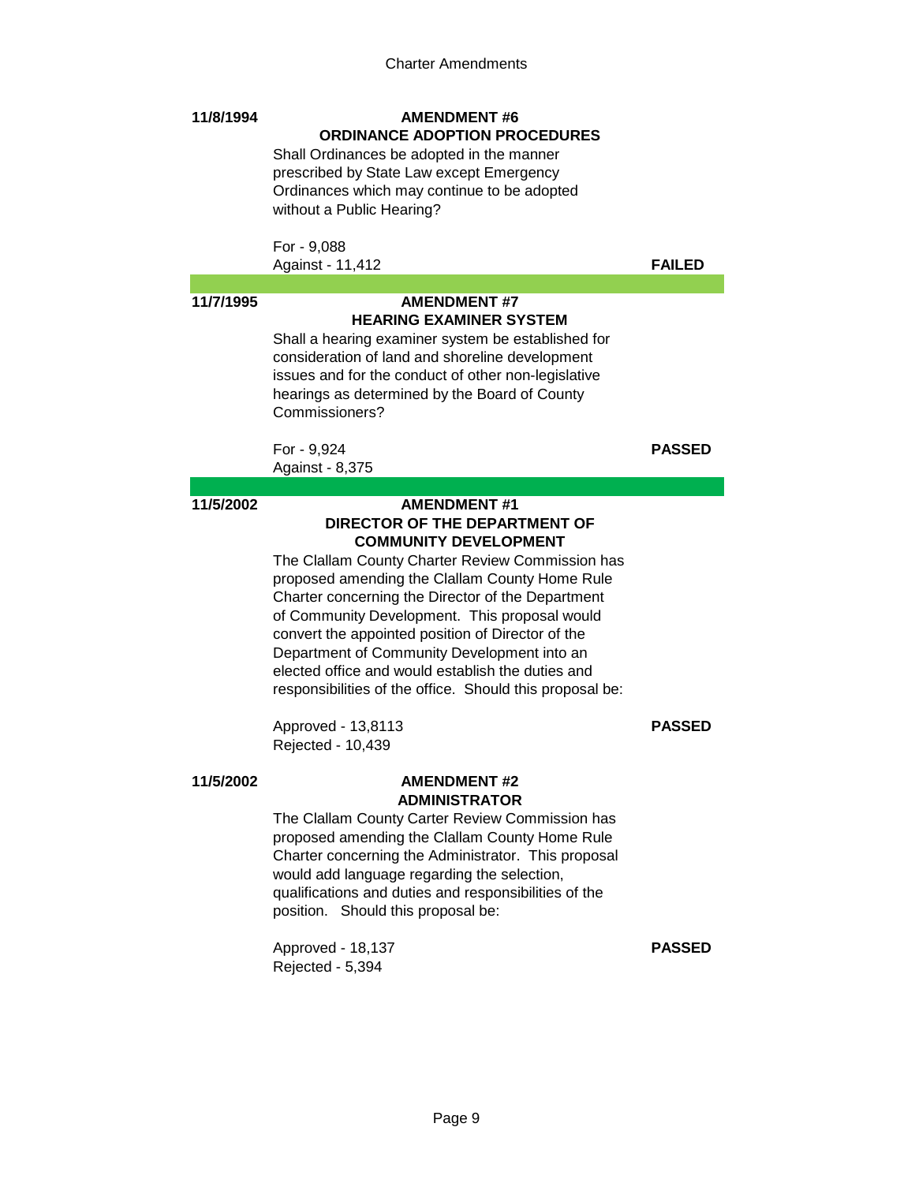**11/8/1994**

**AMENDMENT #6**
**ORDINANCE ADOPTION PROCEDURES**

Shall Ordinances be adopted in the manner prescribed by State Law except Emergency Ordinances which may continue to be adopted without a Public Hearing?

For - 9,088
Against - 11,412

**FAILED**

---

**11/7/1995**

**AMENDMENT #7**
**HEARING EXAMINER SYSTEM**

Shall a hearing examiner system be established for consideration of land and shoreline development issues and for the conduct of other non-legislative hearings as determined by the Board of County Commissioners?

For - 9,924
Against - 8,375

**PASSED**

---

**11/5/2002**

**AMENDMENT #1**
**DIRECTOR OF THE DEPARTMENT OF COMMUNITY DEVELOPMENT**

The Clallam County Charter Review Commission has proposed amending the Clallam County Home Rule Charter concerning the Director of the Department of Community Development. This proposal would convert the appointed position of Director of the Department of Community Development into an elected office and would establish the duties and responsibilities of the office. Should this proposal be:

Approved - 13,8113
Rejected - 10,439

**PASSED**

**11/5/2002**

**AMENDMENT #2**
**ADMINISTRATOR**

The Clallam County Carter Review Commission has proposed amending the Clallam County Home Rule Charter concerning the Administrator. This proposal would add language regarding the selection, qualifications and duties and responsibilities of the position. Should this proposal be:

Approved - 18,137
Rejected - 5,394

**PASSED**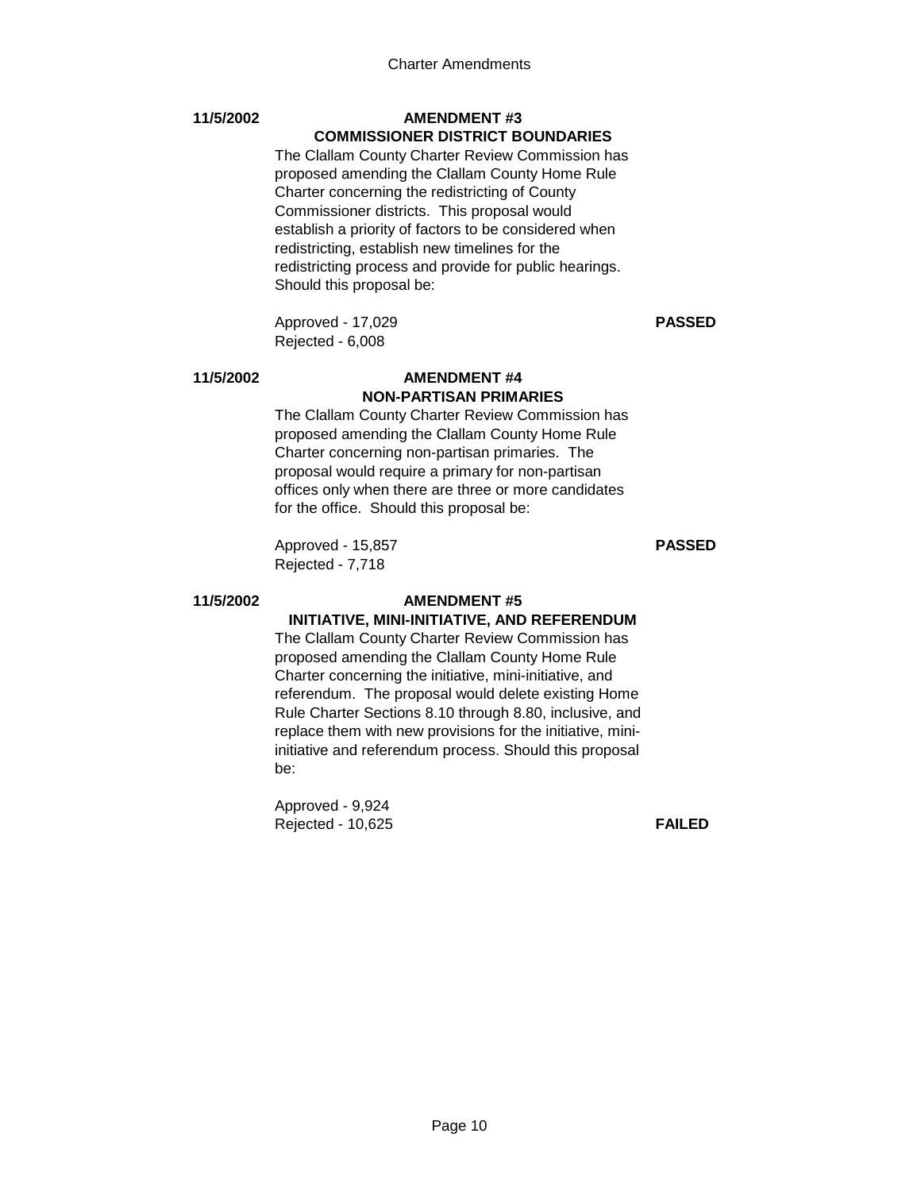**11/5/2002**

### AMENDMENT #3
### COMMISSIONER DISTRICT BOUNDARIES

The Clallam County Charter Review Commission has proposed amending the Clallam County Home Rule Charter concerning the redistricting of County Commissioner districts. This proposal would establish a priority of factors to be considered when redistricting, establish new timelines for the redistricting process and provide for public hearings. Should this proposal be:

Approved - 17,029 **PASSED**
Rejected - 6,008

**11/5/2002**

### AMENDMENT #4
### NON-PARTISAN PRIMARIES

The Clallam County Charter Review Commission has proposed amending the Clallam County Home Rule Charter concerning non-partisan primaries. The proposal would require a primary for non-partisan offices only when there are three or more candidates for the office. Should this proposal be:

Approved - 15,857 **PASSED**
Rejected - 7,718

**11/5/2002**

### AMENDMENT #5
### INITIATIVE, MINI-INITIATIVE, AND REFERENDUM

The Clallam County Charter Review Commission has proposed amending the Clallam County Home Rule Charter concerning the initiative, mini-initiative, and referendum. The proposal would delete existing Home Rule Charter Sections 8.10 through 8.80, inclusive, and replace them with new provisions for the initiative, mini-initiative and referendum process. Should this proposal be:

Approved - 9,924
Rejected - 10,625 **FAILED**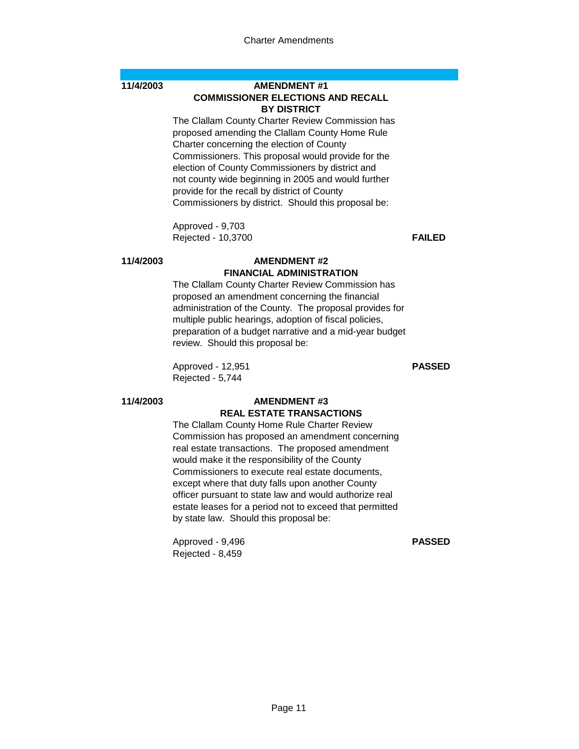**11/4/2003**

## AMENDMENT #1
## COMMISSIONER ELECTIONS AND RECALL BY DISTRICT

The Clallam County Charter Review Commission has proposed amending the Clallam County Home Rule Charter concerning the election of County Commissioners. This proposal would provide for the election of County Commissioners by district and not county wide beginning in 2005 and would further provide for the recall by district of County Commissioners by district. Should this proposal be:

Approved - 9,703
Rejected - 10,3700

**FAILED**

**11/4/2003**

## AMENDMENT #2
## FINANCIAL ADMINISTRATION

The Clallam County Charter Review Commission has proposed an amendment concerning the financial administration of the County. The proposal provides for multiple public hearings, adoption of fiscal policies, preparation of a budget narrative and a mid-year budget review. Should this proposal be:

Approved - 12,951
Rejected - 5,744

**PASSED**

**11/4/2003**

## AMENDMENT #3
## REAL ESTATE TRANSACTIONS

The Clallam County Home Rule Charter Review Commission has proposed an amendment concerning real estate transactions. The proposed amendment would make it the responsibility of the County Commissioners to execute real estate documents, except where that duty falls upon another County officer pursuant to state law and would authorize real estate leases for a period not to exceed that permitted by state law. Should this proposal be:

Approved - 9,496
Rejected - 8,459

**PASSED**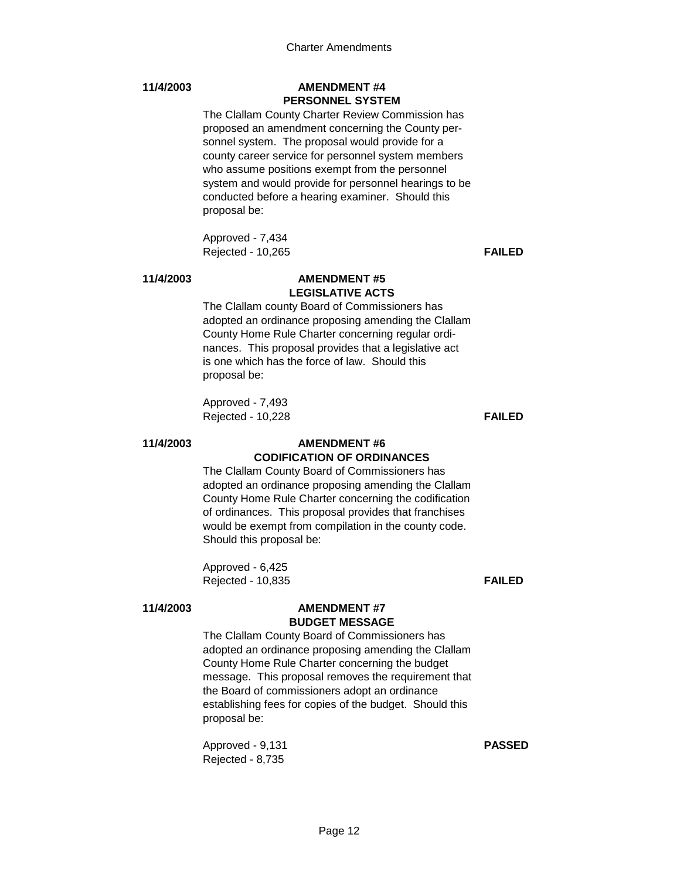**11/4/2003**

### AMENDMENT #4
### PERSONNEL SYSTEM

The Clallam County Charter Review Commission has proposed an amendment concerning the County personnel system. The proposal would provide for a county career service for personnel system members who assume positions exempt from the personnel system and would provide for personnel hearings to be conducted before a hearing examiner. Should this proposal be:

Approved - 7,434
Rejected - 10,265 **FAILED**

**11/4/2003**

### AMENDMENT #5
### LEGISLATIVE ACTS

The Clallam county Board of Commissioners has adopted an ordinance proposing amending the Clallam County Home Rule Charter concerning regular ordinances. This proposal provides that a legislative act is one which has the force of law. Should this proposal be:

Approved - 7,493
Rejected - 10,228 **FAILED**

**11/4/2003**

### AMENDMENT #6
### CODIFICATION OF ORDINANCES

The Clallam County Board of Commissioners has adopted an ordinance proposing amending the Clallam County Home Rule Charter concerning the codification of ordinances. This proposal provides that franchises would be exempt from compilation in the county code. Should this proposal be:

Approved - 6,425
Rejected - 10,835 **FAILED**

**11/4/2003**

### AMENDMENT #7
### BUDGET MESSAGE

The Clallam County Board of Commissioners has adopted an ordinance proposing amending the Clallam County Home Rule Charter concerning the budget message. This proposal removes the requirement that the Board of commissioners adopt an ordinance establishing fees for copies of the budget. Should this proposal be:

Approved - 9,131 **PASSED**
Rejected - 8,735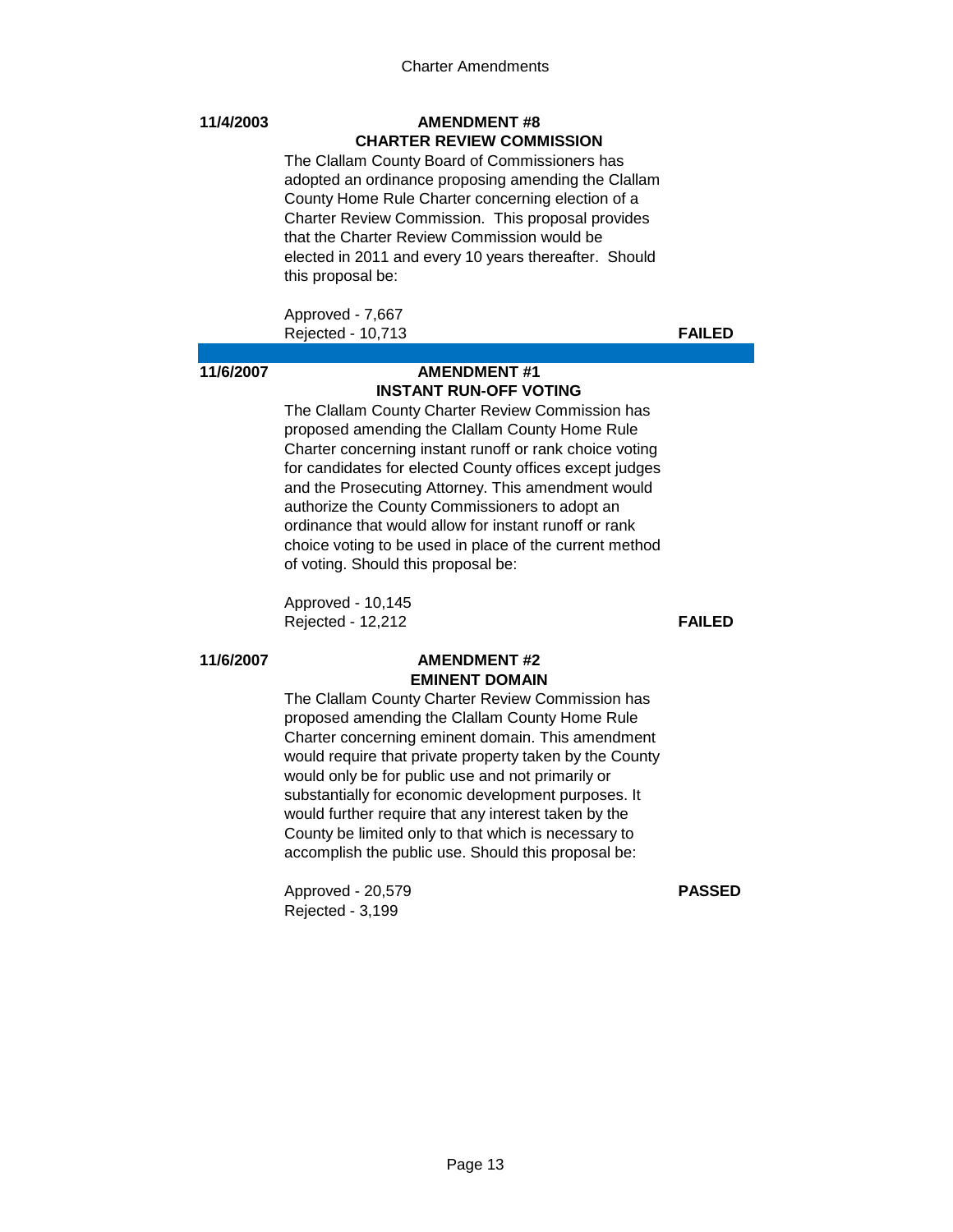**11/4/2003**

**AMENDMENT #8**
**CHARTER REVIEW COMMISSION**

The Clallam County Board of Commissioners has adopted an ordinance proposing amending the Clallam County Home Rule Charter concerning election of a Charter Review Commission. This proposal provides that the Charter Review Commission would be elected in 2011 and every 10 years thereafter. Should this proposal be:

Approved - 7,667
Rejected - 10,713 **FAILED**

---

**11/6/2007**

**AMENDMENT #1**
**INSTANT RUN-OFF VOTING**

The Clallam County Charter Review Commission has proposed amending the Clallam County Home Rule Charter concerning instant runoff or rank choice voting for candidates for elected County offices except judges and the Prosecuting Attorney. This amendment would authorize the County Commissioners to adopt an ordinance that would allow for instant runoff or rank choice voting to be used in place of the current method of voting. Should this proposal be:

Approved - 10,145
Rejected - 12,212 **FAILED**

**11/6/2007**

**AMENDMENT #2**
**EMINENT DOMAIN**

The Clallam County Charter Review Commission has proposed amending the Clallam County Home Rule Charter concerning eminent domain. This amendment would require that private property taken by the County would only be for public use and not primarily or substantially for economic development purposes. It would further require that any interest taken by the County be limited only to that which is necessary to accomplish the public use. Should this proposal be:

Approved - 20,579 **PASSED**
Rejected - 3,199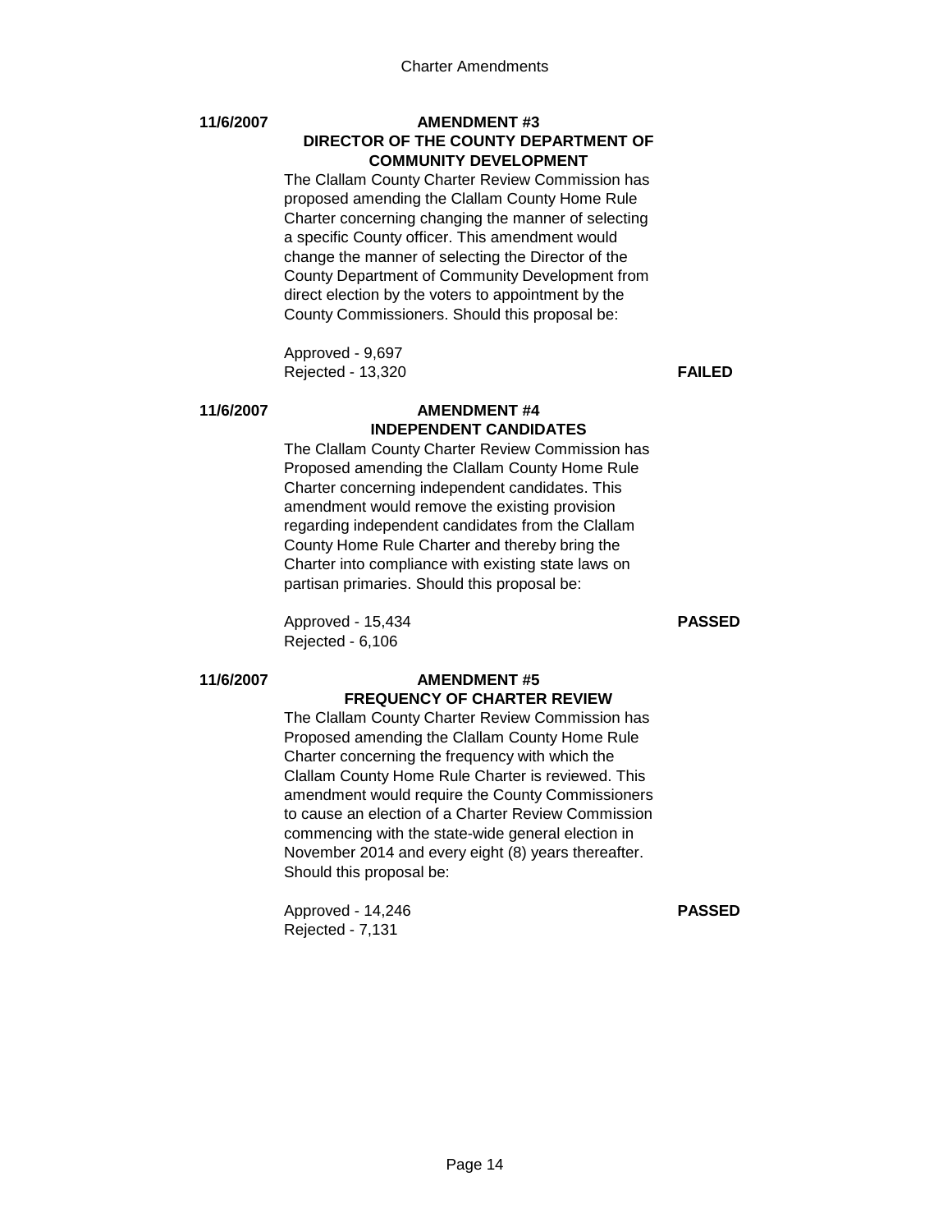11/6/2007

**AMENDMENT #3**
**DIRECTOR OF THE COUNTY DEPARTMENT OF COMMUNITY DEVELOPMENT**

The Clallam County Charter Review Commission has proposed amending the Clallam County Home Rule Charter concerning changing the manner of selecting a specific County officer. This amendment would change the manner of selecting the Director of the County Department of Community Development from direct election by the voters to appointment by the County Commissioners. Should this proposal be:

Approved - 9,697
Rejected - 13,320 **FAILED**

11/6/2007

**AMENDMENT #4**
**INDEPENDENT CANDIDATES**

The Clallam County Charter Review Commission has Proposed amending the Clallam County Home Rule Charter concerning independent candidates. This amendment would remove the existing provision regarding independent candidates from the Clallam County Home Rule Charter and thereby bring the Charter into compliance with existing state laws on partisan primaries. Should this proposal be:

Approved - 15,434 **PASSED**
Rejected - 6,106

11/6/2007

**AMENDMENT #5**
**FREQUENCY OF CHARTER REVIEW**

The Clallam County Charter Review Commission has Proposed amending the Clallam County Home Rule Charter concerning the frequency with which the Clallam County Home Rule Charter is reviewed. This amendment would require the County Commissioners to cause an election of a Charter Review Commission commencing with the state-wide general election in November 2014 and every eight (8) years thereafter. Should this proposal be:

Approved - 14,246 **PASSED**
Rejected - 7,131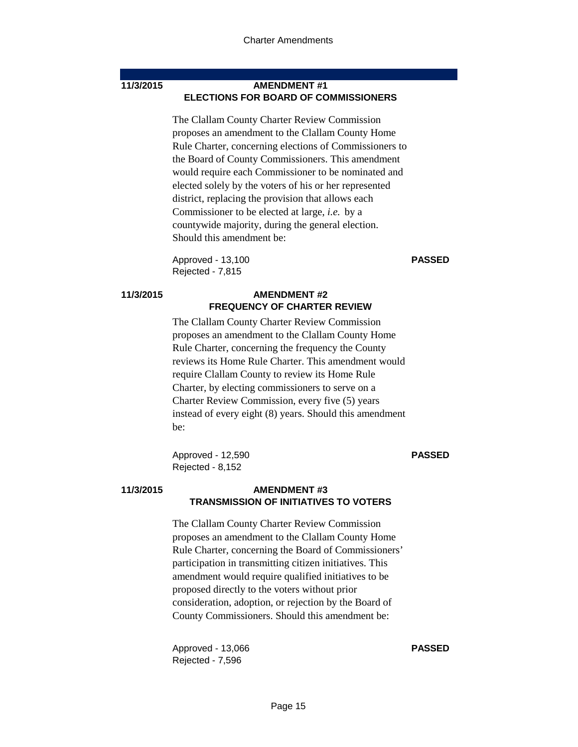**11/3/2015**

## AMENDMENT #1
## ELECTIONS FOR BOARD OF COMMISSIONERS

The Clallam County Charter Review Commission proposes an amendment to the Clallam County Home Rule Charter, concerning elections of Commissioners to the Board of County Commissioners. This amendment would require each Commissioner to be nominated and elected solely by the voters of his or her represented district, replacing the provision that allows each Commissioner to be elected at large, *i.e.* by a countywide majority, during the general election. Should this amendment be:

Approved - 13,100
Rejected - 7,815

**PASSED**

**11/3/2015**

## AMENDMENT #2
## FREQUENCY OF CHARTER REVIEW

The Clallam County Charter Review Commission proposes an amendment to the Clallam County Home Rule Charter, concerning the frequency the County reviews its Home Rule Charter. This amendment would require Clallam County to review its Home Rule Charter, by electing commissioners to serve on a Charter Review Commission, every five (5) years instead of every eight (8) years. Should this amendment be:

Approved - 12,590
Rejected - 8,152

**PASSED**

**11/3/2015**

## AMENDMENT #3
## TRANSMISSION OF INITIATIVES TO VOTERS

The Clallam County Charter Review Commission proposes an amendment to the Clallam County Home Rule Charter, concerning the Board of Commissioners' participation in transmitting citizen initiatives. This amendment would require qualified initiatives to be proposed directly to the voters without prior consideration, adoption, or rejection by the Board of County Commissioners. Should this amendment be:

Approved - 13,066
Rejected - 7,596

**PASSED**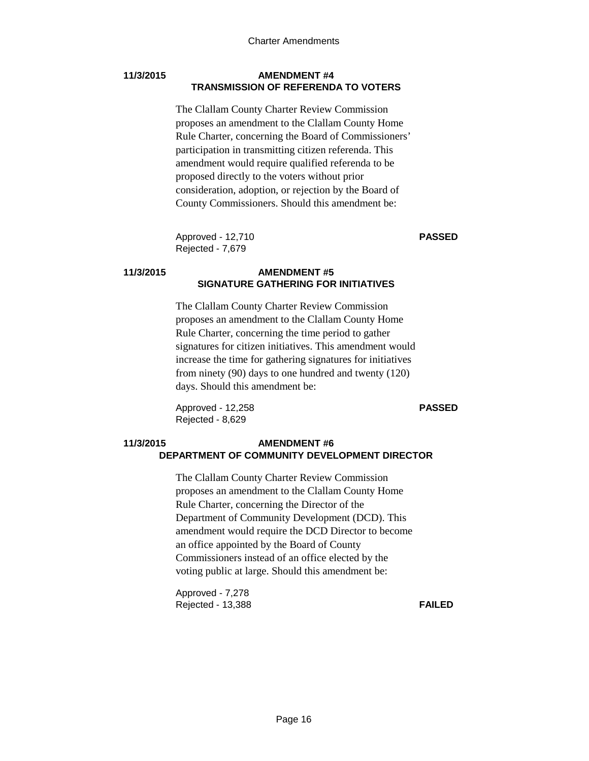**11/3/2015**

### AMENDMENT #4
### TRANSMISSION OF REFERENDA TO VOTERS

The Clallam County Charter Review Commission proposes an amendment to the Clallam County Home Rule Charter, concerning the Board of Commissioners' participation in transmitting citizen referenda. This amendment would require qualified referenda to be proposed directly to the voters without prior consideration, adoption, or rejection by the Board of County Commissioners. Should this amendment be:

Approved - 12,710 **PASSED**
Rejected - 7,679

**11/3/2015**

### AMENDMENT #5
### SIGNATURE GATHERING FOR INITIATIVES

The Clallam County Charter Review Commission proposes an amendment to the Clallam County Home Rule Charter, concerning the time period to gather signatures for citizen initiatives. This amendment would increase the time for gathering signatures for initiatives from ninety (90) days to one hundred and twenty (120) days. Should this amendment be:

Approved - 12,258 **PASSED**
Rejected - 8,629

**11/3/2015**

### AMENDMENT #6
### DEPARTMENT OF COMMUNITY DEVELOPMENT DIRECTOR

The Clallam County Charter Review Commission proposes an amendment to the Clallam County Home Rule Charter, concerning the Director of the Department of Community Development (DCD). This amendment would require the DCD Director to become an office appointed by the Board of County Commissioners instead of an office elected by the voting public at large. Should this amendment be:

Approved - 7,278
Rejected - 13,388 **FAILED**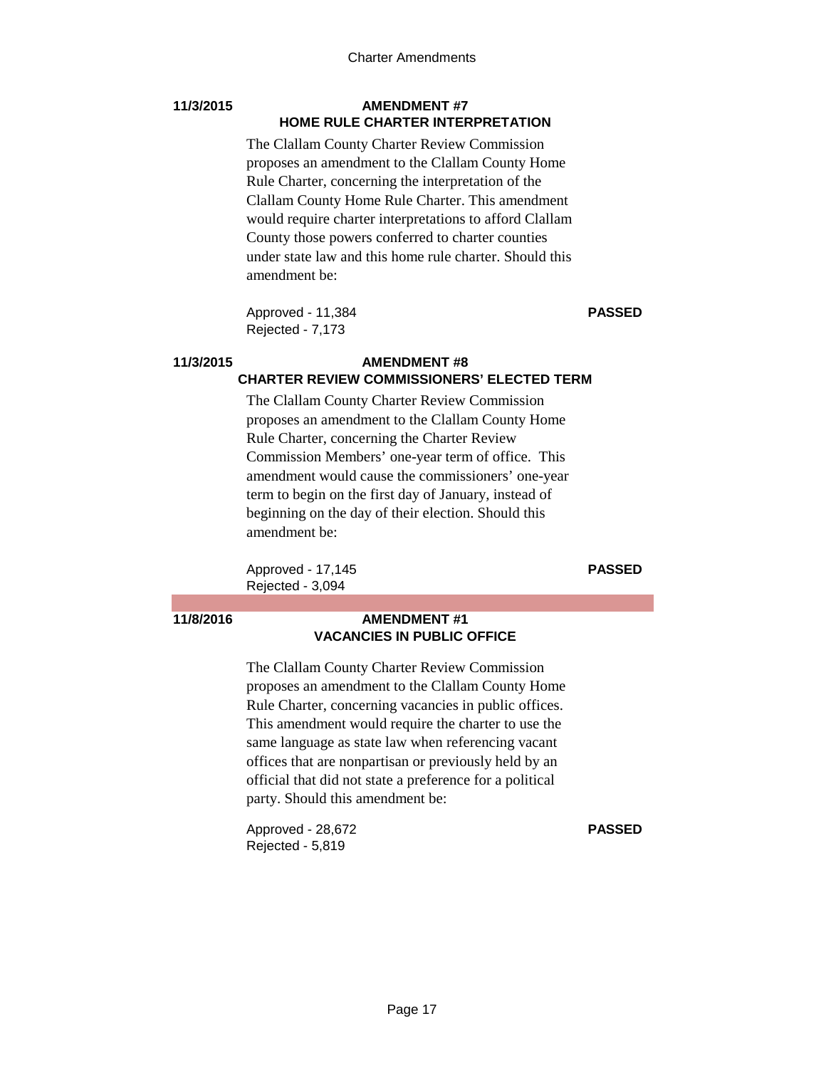**11/3/2015**

**AMENDMENT #7**
**HOME RULE CHARTER INTERPRETATION**

The Clallam County Charter Review Commission proposes an amendment to the Clallam County Home Rule Charter, concerning the interpretation of the Clallam County Home Rule Charter. This amendment would require charter interpretations to afford Clallam County those powers conferred to charter counties under state law and this home rule charter. Should this amendment be:

Approved - 11,384 **PASSED**
Rejected - 7,173

**11/3/2015**

**AMENDMENT #8**
**CHARTER REVIEW COMMISSIONERS' ELECTED TERM**

The Clallam County Charter Review Commission proposes an amendment to the Clallam County Home Rule Charter, concerning the Charter Review Commission Members' one-year term of office. This amendment would cause the commissioners' one-year term to begin on the first day of January, instead of beginning on the day of their election. Should this amendment be:

Approved - 17,145 **PASSED**
Rejected - 3,094

---

**11/8/2016**

**AMENDMENT #1**
**VACANCIES IN PUBLIC OFFICE**

The Clallam County Charter Review Commission proposes an amendment to the Clallam County Home Rule Charter, concerning vacancies in public offices. This amendment would require the charter to use the same language as state law when referencing vacant offices that are nonpartisan or previously held by an official that did not state a preference for a political party. Should this amendment be:

Approved - 28,672 **PASSED**
Rejected - 5,819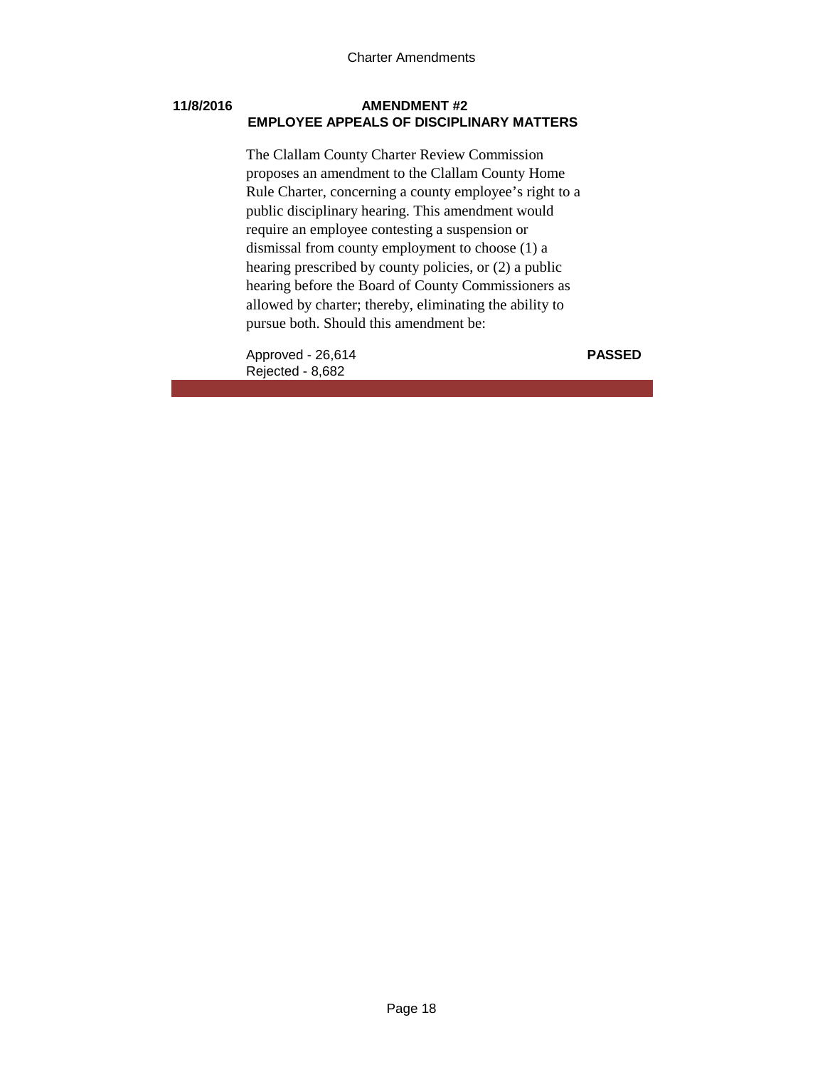**11/8/2016**

**AMENDMENT #2**
**EMPLOYEE APPEALS OF DISCIPLINARY MATTERS**

The Clallam County Charter Review Commission proposes an amendment to the Clallam County Home Rule Charter, concerning a county employee's right to a public disciplinary hearing. This amendment would require an employee contesting a suspension or dismissal from county employment to choose (1) a hearing prescribed by county policies, or (2) a public hearing before the Board of County Commissioners as allowed by charter; thereby, eliminating the ability to pursue both. Should this amendment be:

Approved - 26,614 **PASSED**
Rejected - 8,682